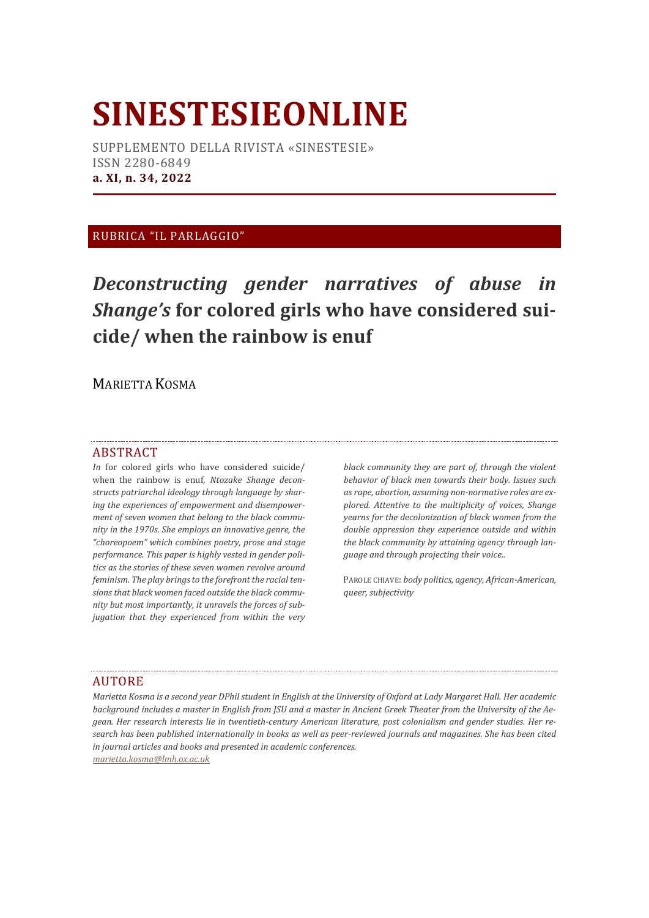# SINESTESIEONLINE

SUPPLEMENTO DELLA RIVISTA «SINESTESIE»
ISSN 2280-6849
**a. XI, n. 34, 2022**

RUBRICA "IL PARLAGGIO"

## *Deconstructing gender narratives of abuse in Shange's* for colored girls who have considered suicide/ when the rainbow is enuf

MARIETTA KOSMA

### ABSTRACT

*In* for colored girls who have considered suicide/ when the rainbow is enuf, *Ntozake Shange deconstructs patriarchal ideology through language by sharing the experiences of empowerment and disempowerment of seven women that belong to the black community in the 1970s. She employs an innovative genre, the "choreopoem" which combines poetry, prose and stage performance. This paper is highly vested in gender politics as the stories of these seven women revolve around feminism. The play brings to the forefront the racial tensions that black women faced outside the black community but most importantly, it unravels the forces of subjugation that they experienced from within the very black community they are part of, through the violent behavior of black men towards their body. Issues such as rape, abortion, assuming non-normative roles are explored. Attentive to the multiplicity of voices, Shange yearns for the decolonization of black women from the double oppression they experience outside and within the black community by attaining agency through language and through projecting their voice..*

PAROLE CHIAVE: *body politics, agency, African-American, queer, subjectivity*

### AUTORE

*Marietta Kosma is a second year DPhil student in English at the University of Oxford at Lady Margaret Hall. Her academic background includes a master in English from JSU and a master in Ancient Greek Theater from the University of the Aegean. Her research interests lie in twentieth-century American literature, post colonialism and gender studies. Her research has been published internationally in books as well as peer-reviewed journals and magazines. She has been cited in journal articles and books and presented in academic conferences.*
*marietta.kosma@lmh.ox.ac.uk*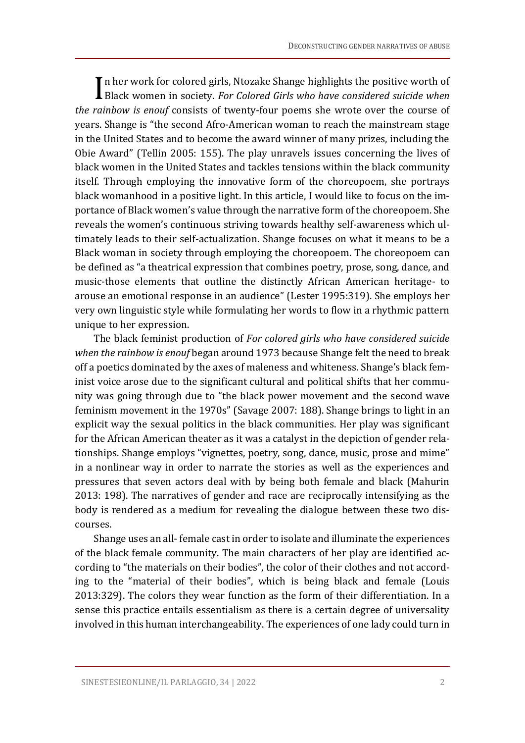In her work for colored girls, Ntozake Shange highlights the positive worth of Black women in society. *For Colored Girls who have considered suicide when the rainbow is enouf* consists of twenty-four poems she wrote over the course of years. Shange is "the second Afro-American woman to reach the mainstream stage in the United States and to become the award winner of many prizes, including the Obie Award" (Tellin 2005: 155). The play unravels issues concerning the lives of black women in the United States and tackles tensions within the black community itself. Through employing the innovative form of the choreopoem, she portrays black womanhood in a positive light. In this article, I would like to focus on the importance of Black women's value through the narrative form of the choreopoem. She reveals the women's continuous striving towards healthy self-awareness which ultimately leads to their self-actualization. Shange focuses on what it means to be a Black woman in society through employing the choreopoem. The choreopoem can be defined as "a theatrical expression that combines poetry, prose, song, dance, and music-those elements that outline the distinctly African American heritage- to arouse an emotional response in an audience" (Lester 1995:319). She employs her very own linguistic style while formulating her words to flow in a rhythmic pattern unique to her expression.

The black feminist production of *For colored girls who have considered suicide when the rainbow is enouf* began around 1973 because Shange felt the need to break off a poetics dominated by the axes of maleness and whiteness. Shange's black feminist voice arose due to the significant cultural and political shifts that her community was going through due to "the black power movement and the second wave feminism movement in the 1970s" (Savage 2007: 188). Shange brings to light in an explicit way the sexual politics in the black communities. Her play was significant for the African American theater as it was a catalyst in the depiction of gender relationships. Shange employs "vignettes, poetry, song, dance, music, prose and mime" in a nonlinear way in order to narrate the stories as well as the experiences and pressures that seven actors deal with by being both female and black (Mahurin 2013: 198). The narratives of gender and race are reciprocally intensifying as the body is rendered as a medium for revealing the dialogue between these two discourses.

Shange uses an all- female cast in order to isolate and illuminate the experiences of the black female community. The main characters of her play are identified according to "the materials on their bodies", the color of their clothes and not according to the "material of their bodies", which is being black and female (Louis 2013:329). The colors they wear function as the form of their differentiation. In a sense this practice entails essentialism as there is a certain degree of universality involved in this human interchangeability. The experiences of one lady could turn in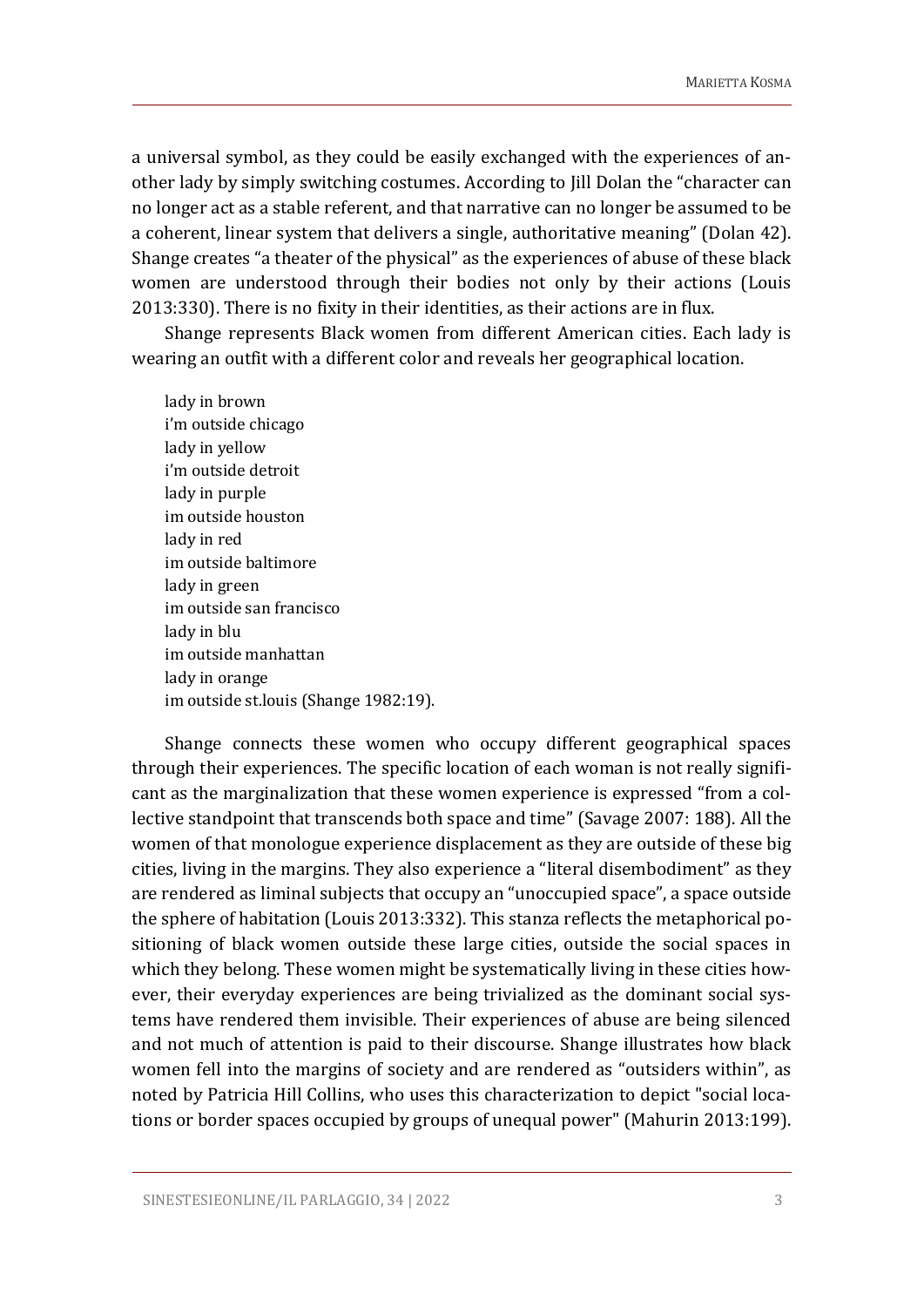a universal symbol, as they could be easily exchanged with the experiences of another lady by simply switching costumes. According to Jill Dolan the "character can no longer act as a stable referent, and that narrative can no longer be assumed to be a coherent, linear system that delivers a single, authoritative meaning" (Dolan 42). Shange creates "a theater of the physical" as the experiences of abuse of these black women are understood through their bodies not only by their actions (Louis 2013:330). There is no fixity in their identities, as their actions are in flux.

Shange represents Black women from different American cities. Each lady is wearing an outfit with a different color and reveals her geographical location.

> lady in brown  
> i'm outside chicago  
> lady in yellow  
> i'm outside detroit  
> lady in purple  
> im outside houston  
> lady in red  
> im outside baltimore  
> lady in green  
> im outside san francisco  
> lady in blu  
> im outside manhattan  
> lady in orange  
> im outside st.louis (Shange 1982:19).

Shange connects these women who occupy different geographical spaces through their experiences. The specific location of each woman is not really significant as the marginalization that these women experience is expressed "from a collective standpoint that transcends both space and time" (Savage 2007: 188). All the women of that monologue experience displacement as they are outside of these big cities, living in the margins. They also experience a "literal disembodiment" as they are rendered as liminal subjects that occupy an "unoccupied space", a space outside the sphere of habitation (Louis 2013:332). This stanza reflects the metaphorical positioning of black women outside these large cities, outside the social spaces in which they belong. These women might be systematically living in these cities however, their everyday experiences are being trivialized as the dominant social systems have rendered them invisible. Their experiences of abuse are being silenced and not much of attention is paid to their discourse. Shange illustrates how black women fell into the margins of society and are rendered as "outsiders within", as noted by Patricia Hill Collins, who uses this characterization to depict "social locations or border spaces occupied by groups of unequal power" (Mahurin 2013:199).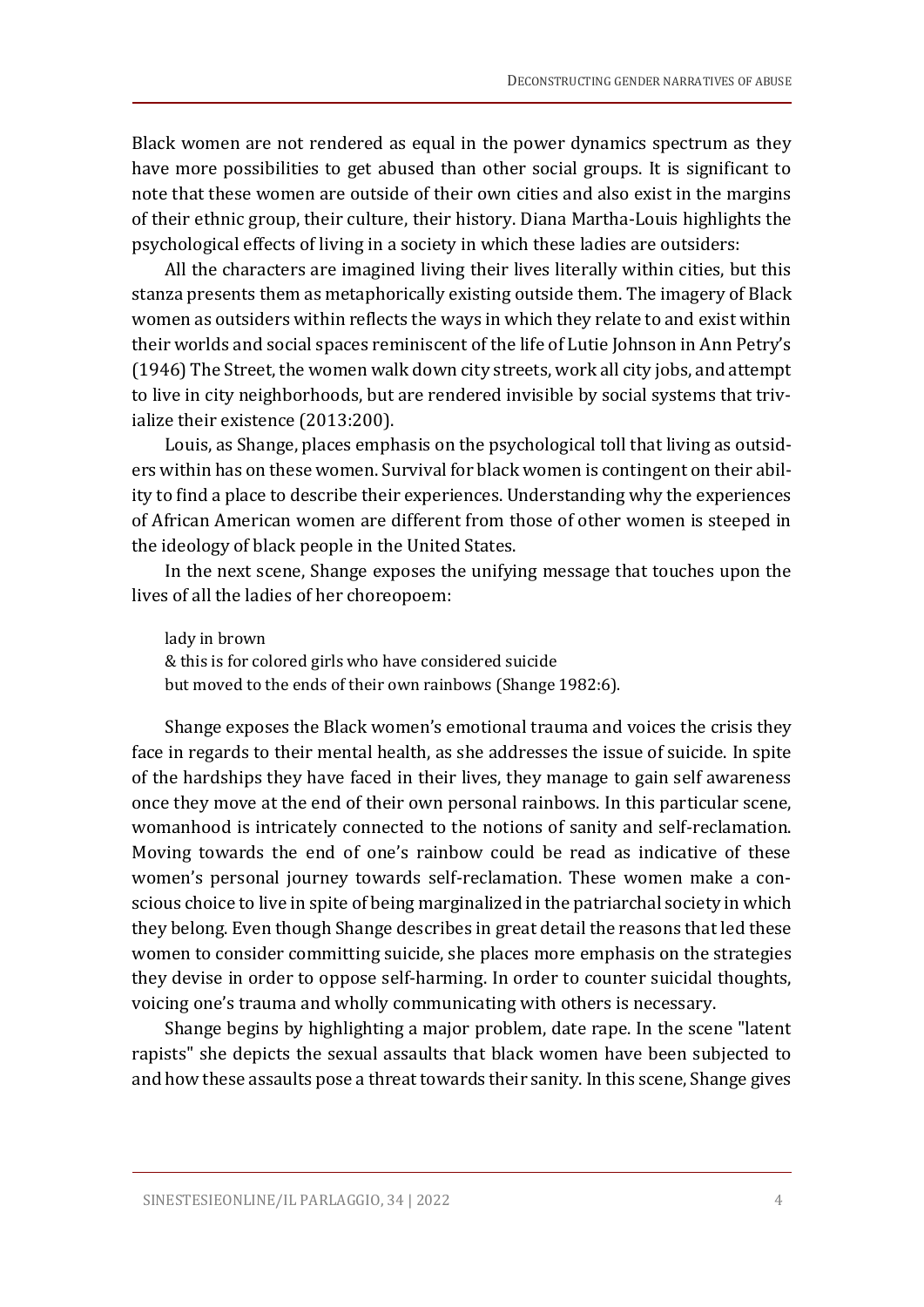Black women are not rendered as equal in the power dynamics spectrum as they have more possibilities to get abused than other social groups. It is significant to note that these women are outside of their own cities and also exist in the margins of their ethnic group, their culture, their history. Diana Martha-Louis highlights the psychological effects of living in a society in which these ladies are outsiders:

> All the characters are imagined living their lives literally within cities, but this stanza presents them as metaphorically existing outside them. The imagery of Black women as outsiders within reflects the ways in which they relate to and exist within their worlds and social spaces reminiscent of the life of Lutie Johnson in Ann Petry's (1946) The Street, the women walk down city streets, work all city jobs, and attempt to live in city neighborhoods, but are rendered invisible by social systems that trivialize their existence (2013:200).

Louis, as Shange, places emphasis on the psychological toll that living as outsiders within has on these women. Survival for black women is contingent on their ability to find a place to describe their experiences. Understanding why the experiences of African American women are different from those of other women is steeped in the ideology of black people in the United States.

In the next scene, Shange exposes the unifying message that touches upon the lives of all the ladies of her choreopoem:

> lady in brown
> & this is for colored girls who have considered suicide
> but moved to the ends of their own rainbows (Shange 1982:6).

Shange exposes the Black women's emotional trauma and voices the crisis they face in regards to their mental health, as she addresses the issue of suicide. In spite of the hardships they have faced in their lives, they manage to gain self awareness once they move at the end of their own personal rainbows. In this particular scene, womanhood is intricately connected to the notions of sanity and self-reclamation. Moving towards the end of one's rainbow could be read as indicative of these women's personal journey towards self-reclamation. These women make a conscious choice to live in spite of being marginalized in the patriarchal society in which they belong. Even though Shange describes in great detail the reasons that led these women to consider committing suicide, she places more emphasis on the strategies they devise in order to oppose self-harming. In order to counter suicidal thoughts, voicing one's trauma and wholly communicating with others is necessary.

Shange begins by highlighting a major problem, date rape. In the scene "latent rapists" she depicts the sexual assaults that black women have been subjected to and how these assaults pose a threat towards their sanity. In this scene, Shange gives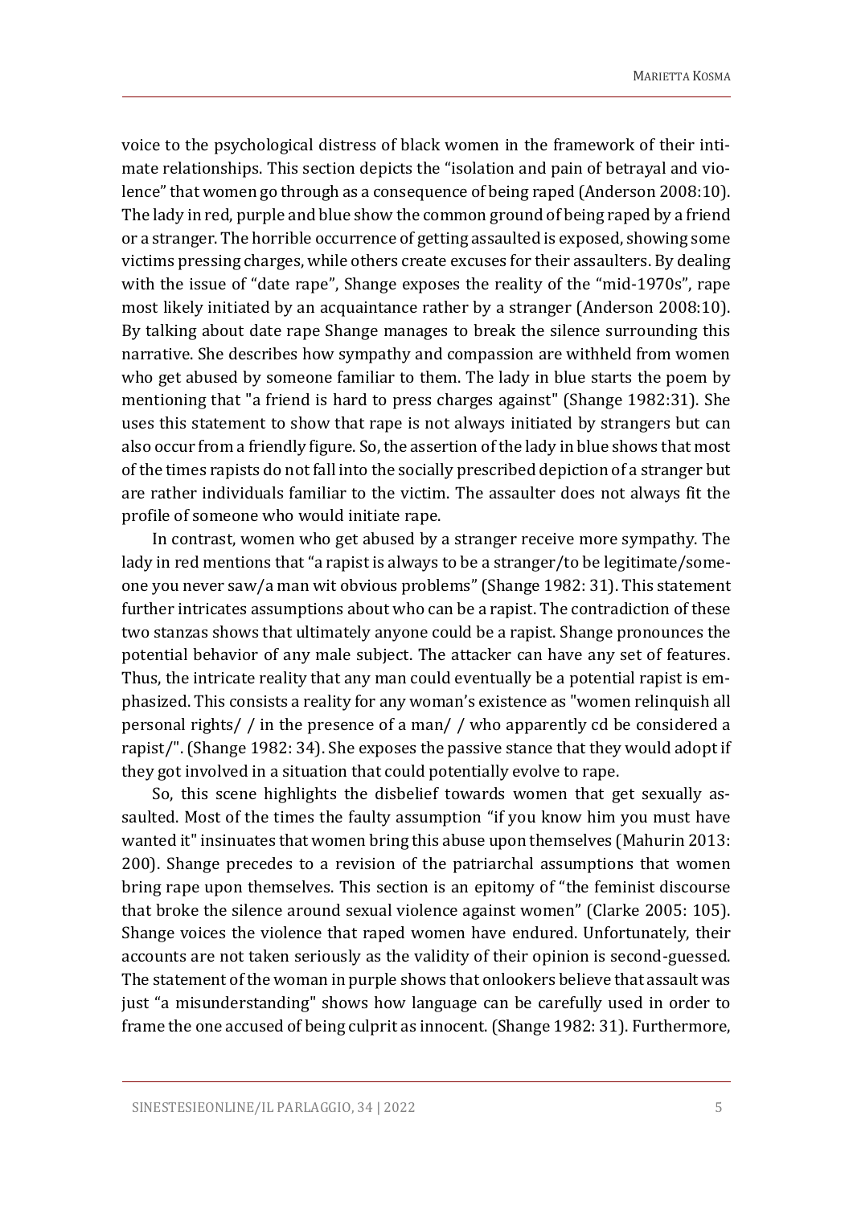voice to the psychological distress of black women in the framework of their intimate relationships. This section depicts the "isolation and pain of betrayal and violence" that women go through as a consequence of being raped (Anderson 2008:10). The lady in red, purple and blue show the common ground of being raped by a friend or a stranger. The horrible occurrence of getting assaulted is exposed, showing some victims pressing charges, while others create excuses for their assaulters. By dealing with the issue of "date rape", Shange exposes the reality of the "mid-1970s", rape most likely initiated by an acquaintance rather by a stranger (Anderson 2008:10). By talking about date rape Shange manages to break the silence surrounding this narrative. She describes how sympathy and compassion are withheld from women who get abused by someone familiar to them. The lady in blue starts the poem by mentioning that "a friend is hard to press charges against" (Shange 1982:31). She uses this statement to show that rape is not always initiated by strangers but can also occur from a friendly figure. So, the assertion of the lady in blue shows that most of the times rapists do not fall into the socially prescribed depiction of a stranger but are rather individuals familiar to the victim. The assaulter does not always fit the profile of someone who would initiate rape.

In contrast, women who get abused by a stranger receive more sympathy. The lady in red mentions that "a rapist is always to be a stranger/to be legitimate/someone you never saw/a man wit obvious problems" (Shange 1982: 31). This statement further intricates assumptions about who can be a rapist. The contradiction of these two stanzas shows that ultimately anyone could be a rapist. Shange pronounces the potential behavior of any male subject. The attacker can have any set of features. Thus, the intricate reality that any man could eventually be a potential rapist is emphasized. This consists a reality for any woman's existence as "women relinquish all personal rights/ / in the presence of a man/ / who apparently cd be considered a rapist/". (Shange 1982: 34). She exposes the passive stance that they would adopt if they got involved in a situation that could potentially evolve to rape.

So, this scene highlights the disbelief towards women that get sexually assaulted. Most of the times the faulty assumption "if you know him you must have wanted it" insinuates that women bring this abuse upon themselves (Mahurin 2013: 200). Shange precedes to a revision of the patriarchal assumptions that women bring rape upon themselves. This section is an epitomy of "the feminist discourse that broke the silence around sexual violence against women" (Clarke 2005: 105). Shange voices the violence that raped women have endured. Unfortunately, their accounts are not taken seriously as the validity of their opinion is second-guessed. The statement of the woman in purple shows that onlookers believe that assault was just "a misunderstanding" shows how language can be carefully used in order to frame the one accused of being culprit as innocent. (Shange 1982: 31). Furthermore,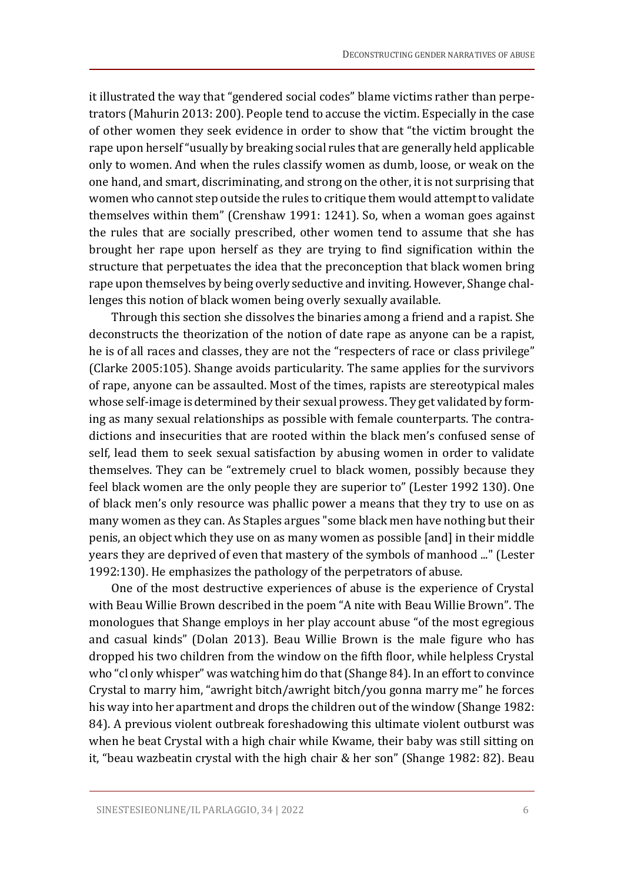it illustrated the way that "gendered social codes" blame victims rather than perpetrators (Mahurin 2013: 200). People tend to accuse the victim. Especially in the case of other women they seek evidence in order to show that "the victim brought the rape upon herself "usually by breaking social rules that are generally held applicable only to women. And when the rules classify women as dumb, loose, or weak on the one hand, and smart, discriminating, and strong on the other, it is not surprising that women who cannot step outside the rules to critique them would attempt to validate themselves within them" (Crenshaw 1991: 1241). So, when a woman goes against the rules that are socially prescribed, other women tend to assume that she has brought her rape upon herself as they are trying to find signification within the structure that perpetuates the idea that the preconception that black women bring rape upon themselves by being overly seductive and inviting. However, Shange challenges this notion of black women being overly sexually available.

Through this section she dissolves the binaries among a friend and a rapist. She deconstructs the theorization of the notion of date rape as anyone can be a rapist, he is of all races and classes, they are not the "respecters of race or class privilege" (Clarke 2005:105). Shange avoids particularity. The same applies for the survivors of rape, anyone can be assaulted. Most of the times, rapists are stereotypical males whose self-image is determined by their sexual prowess. They get validated by forming as many sexual relationships as possible with female counterparts. The contradictions and insecurities that are rooted within the black men's confused sense of self, lead them to seek sexual satisfaction by abusing women in order to validate themselves. They can be "extremely cruel to black women, possibly because they feel black women are the only people they are superior to" (Lester 1992 130). One of black men's only resource was phallic power a means that they try to use on as many women as they can. As Staples argues "some black men have nothing but their penis, an object which they use on as many women as possible [and] in their middle years they are deprived of even that mastery of the symbols of manhood ..." (Lester 1992:130). He emphasizes the pathology of the perpetrators of abuse.

One of the most destructive experiences of abuse is the experience of Crystal with Beau Willie Brown described in the poem "A nite with Beau Willie Brown". The monologues that Shange employs in her play account abuse "of the most egregious and casual kinds" (Dolan 2013). Beau Willie Brown is the male figure who has dropped his two children from the window on the fifth floor, while helpless Crystal who "cl only whisper" was watching him do that (Shange 84). In an effort to convince Crystal to marry him, "awright bitch/awright bitch/you gonna marry me" he forces his way into her apartment and drops the children out of the window (Shange 1982: 84). A previous violent outbreak foreshadowing this ultimate violent outburst was when he beat Crystal with a high chair while Kwame, their baby was still sitting on it, "beau wazbeatin crystal with the high chair & her son" (Shange 1982: 82). Beau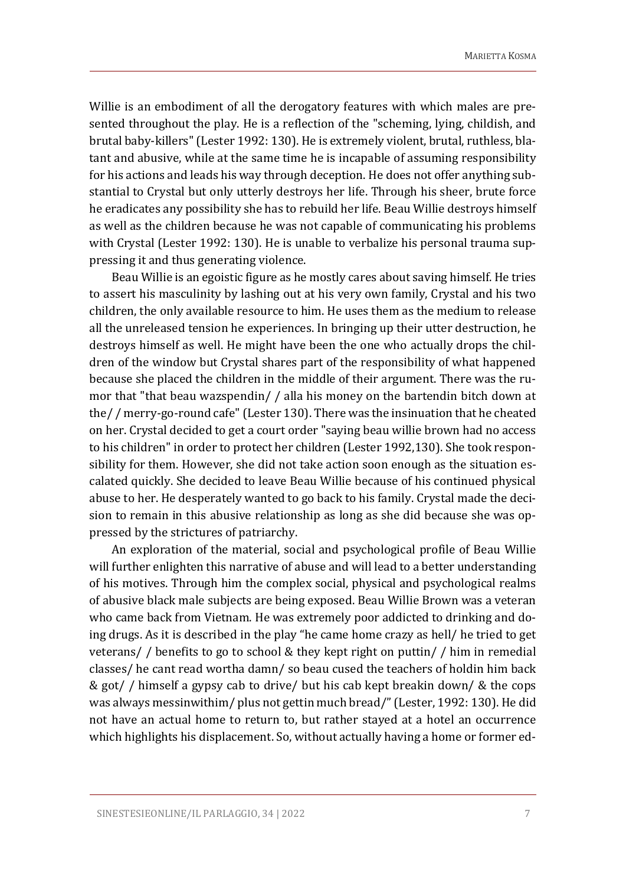Willie is an embodiment of all the derogatory features with which males are presented throughout the play. He is a reflection of the "scheming, lying, childish, and brutal baby-killers" (Lester 1992: 130). He is extremely violent, brutal, ruthless, blatant and abusive, while at the same time he is incapable of assuming responsibility for his actions and leads his way through deception. He does not offer anything substantial to Crystal but only utterly destroys her life. Through his sheer, brute force he eradicates any possibility she has to rebuild her life. Beau Willie destroys himself as well as the children because he was not capable of communicating his problems with Crystal (Lester 1992: 130). He is unable to verbalize his personal trauma suppressing it and thus generating violence.

Beau Willie is an egoistic figure as he mostly cares about saving himself. He tries to assert his masculinity by lashing out at his very own family, Crystal and his two children, the only available resource to him. He uses them as the medium to release all the unreleased tension he experiences. In bringing up their utter destruction, he destroys himself as well. He might have been the one who actually drops the children of the window but Crystal shares part of the responsibility of what happened because she placed the children in the middle of their argument. There was the rumor that "that beau wazspendin/ / alla his money on the bartendin bitch down at the/ / merry-go-round cafe" (Lester 130). There was the insinuation that he cheated on her. Crystal decided to get a court order "saying beau willie brown had no access to his children" in order to protect her children (Lester 1992,130). She took responsibility for them. However, she did not take action soon enough as the situation escalated quickly. She decided to leave Beau Willie because of his continued physical abuse to her. He desperately wanted to go back to his family. Crystal made the decision to remain in this abusive relationship as long as she did because she was oppressed by the strictures of patriarchy.

An exploration of the material, social and psychological profile of Beau Willie will further enlighten this narrative of abuse and will lead to a better understanding of his motives. Through him the complex social, physical and psychological realms of abusive black male subjects are being exposed. Beau Willie Brown was a veteran who came back from Vietnam. He was extremely poor addicted to drinking and doing drugs. As it is described in the play "he came home crazy as hell/ he tried to get veterans/ / benefits to go to school & they kept right on puttin/ / him in remedial classes/ he cant read wortha damn/ so beau cused the teachers of holdin him back & got/ / himself a gypsy cab to drive/ but his cab kept breakin down/ & the cops was always messinwithim/ plus not gettin much bread/" (Lester, 1992: 130). He did not have an actual home to return to, but rather stayed at a hotel an occurrence which highlights his displacement. So, without actually having a home or former ed-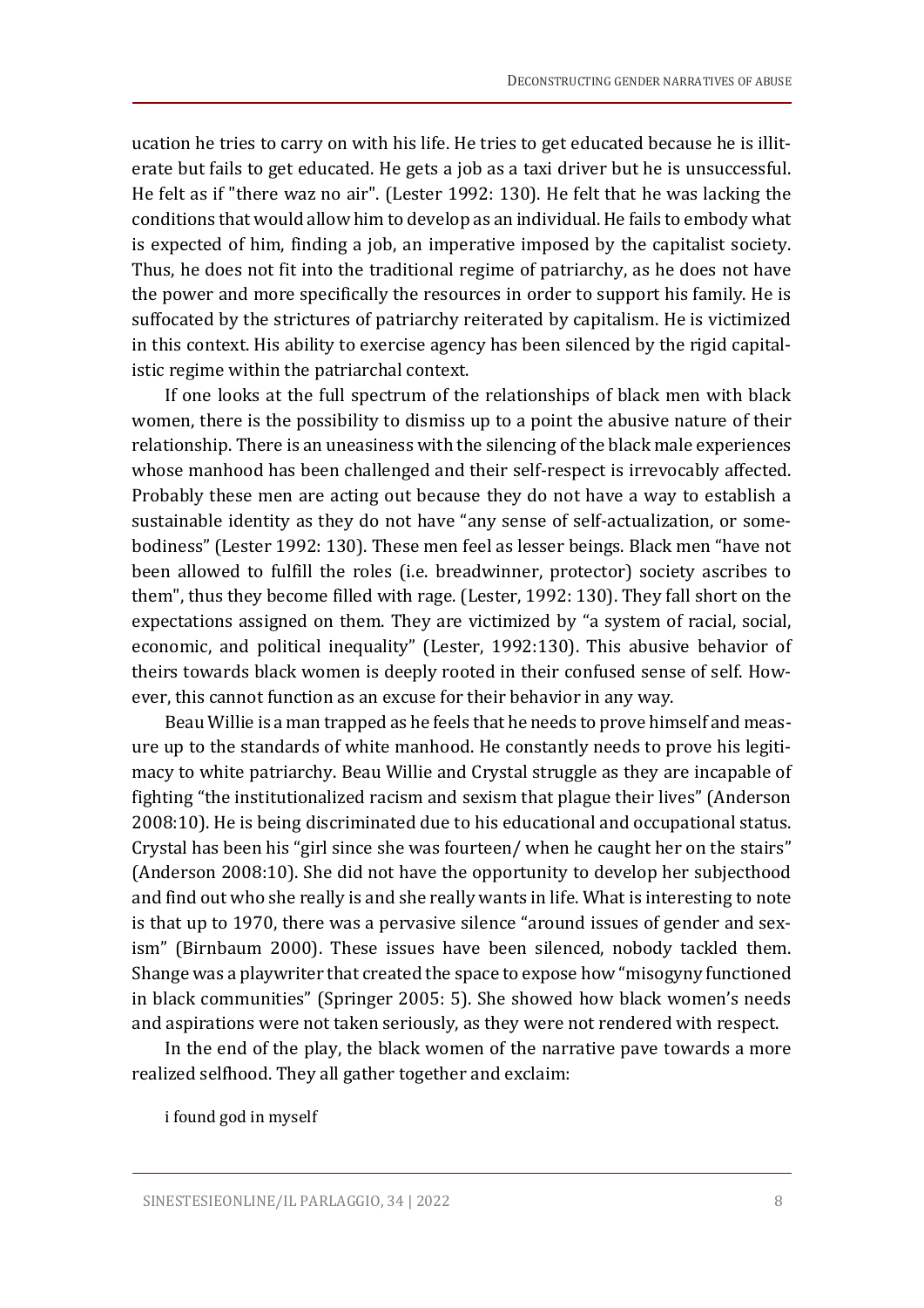ucation he tries to carry on with his life. He tries to get educated because he is illiterate but fails to get educated. He gets a job as a taxi driver but he is unsuccessful. He felt as if "there waz no air". (Lester 1992: 130). He felt that he was lacking the conditions that would allow him to develop as an individual. He fails to embody what is expected of him, finding a job, an imperative imposed by the capitalist society. Thus, he does not fit into the traditional regime of patriarchy, as he does not have the power and more specifically the resources in order to support his family. He is suffocated by the strictures of patriarchy reiterated by capitalism. He is victimized in this context. His ability to exercise agency has been silenced by the rigid capitalistic regime within the patriarchal context.

If one looks at the full spectrum of the relationships of black men with black women, there is the possibility to dismiss up to a point the abusive nature of their relationship. There is an uneasiness with the silencing of the black male experiences whose manhood has been challenged and their self-respect is irrevocably affected. Probably these men are acting out because they do not have a way to establish a sustainable identity as they do not have "any sense of self-actualization, or somebodiness" (Lester 1992: 130). These men feel as lesser beings. Black men "have not been allowed to fulfill the roles (i.e. breadwinner, protector) society ascribes to them", thus they become filled with rage. (Lester, 1992: 130). They fall short on the expectations assigned on them. They are victimized by "a system of racial, social, economic, and political inequality" (Lester, 1992:130). This abusive behavior of theirs towards black women is deeply rooted in their confused sense of self. However, this cannot function as an excuse for their behavior in any way.

Beau Willie is a man trapped as he feels that he needs to prove himself and measure up to the standards of white manhood. He constantly needs to prove his legitimacy to white patriarchy. Beau Willie and Crystal struggle as they are incapable of fighting "the institutionalized racism and sexism that plague their lives" (Anderson 2008:10). He is being discriminated due to his educational and occupational status. Crystal has been his "girl since she was fourteen/ when he caught her on the stairs" (Anderson 2008:10). She did not have the opportunity to develop her subjecthood and find out who she really is and she really wants in life. What is interesting to note is that up to 1970, there was a pervasive silence "around issues of gender and sexism" (Birnbaum 2000). These issues have been silenced, nobody tackled them. Shange was a playwriter that created the space to expose how "misogyny functioned in black communities" (Springer 2005: 5). She showed how black women's needs and aspirations were not taken seriously, as they were not rendered with respect.

In the end of the play, the black women of the narrative pave towards a more realized selfhood. They all gather together and exclaim:

> i found god in myself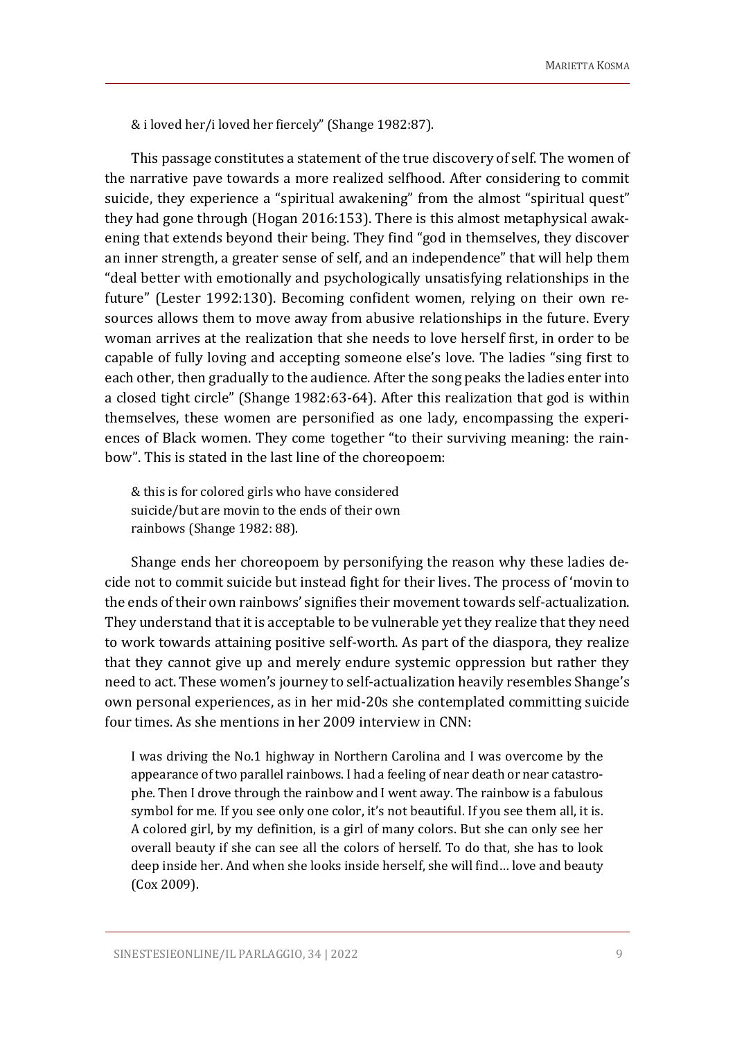> & i loved her/i loved her fiercely" (Shange 1982:87).

This passage constitutes a statement of the true discovery of self. The women of the narrative pave towards a more realized selfhood. After considering to commit suicide, they experience a "spiritual awakening" from the almost "spiritual quest" they had gone through (Hogan 2016:153). There is this almost metaphysical awakening that extends beyond their being. They find "god in themselves, they discover an inner strength, a greater sense of self, and an independence" that will help them "deal better with emotionally and psychologically unsatisfying relationships in the future" (Lester 1992:130). Becoming confident women, relying on their own resources allows them to move away from abusive relationships in the future. Every woman arrives at the realization that she needs to love herself first, in order to be capable of fully loving and accepting someone else's love. The ladies "sing first to each other, then gradually to the audience. After the song peaks the ladies enter into a closed tight circle" (Shange 1982:63-64). After this realization that god is within themselves, these women are personified as one lady, encompassing the experiences of Black women. They come together "to their surviving meaning: the rainbow". This is stated in the last line of the choreopoem:

> & this is for colored girls who have considered
> suicide/but are movin to the ends of their own
> rainbows (Shange 1982: 88).

Shange ends her choreopoem by personifying the reason why these ladies decide not to commit suicide but instead fight for their lives. The process of 'movin to the ends of their own rainbows' signifies their movement towards self-actualization. They understand that it is acceptable to be vulnerable yet they realize that they need to work towards attaining positive self-worth. As part of the diaspora, they realize that they cannot give up and merely endure systemic oppression but rather they need to act. These women's journey to self-actualization heavily resembles Shange's own personal experiences, as in her mid-20s she contemplated committing suicide four times. As she mentions in her 2009 interview in CNN:

> I was driving the No.1 highway in Northern Carolina and I was overcome by the appearance of two parallel rainbows. I had a feeling of near death or near catastrophe. Then I drove through the rainbow and I went away. The rainbow is a fabulous symbol for me. If you see only one color, it's not beautiful. If you see them all, it is. A colored girl, by my definition, is a girl of many colors. But she can only see her overall beauty if she can see all the colors of herself. To do that, she has to look deep inside her. And when she looks inside herself, she will find… love and beauty (Cox 2009).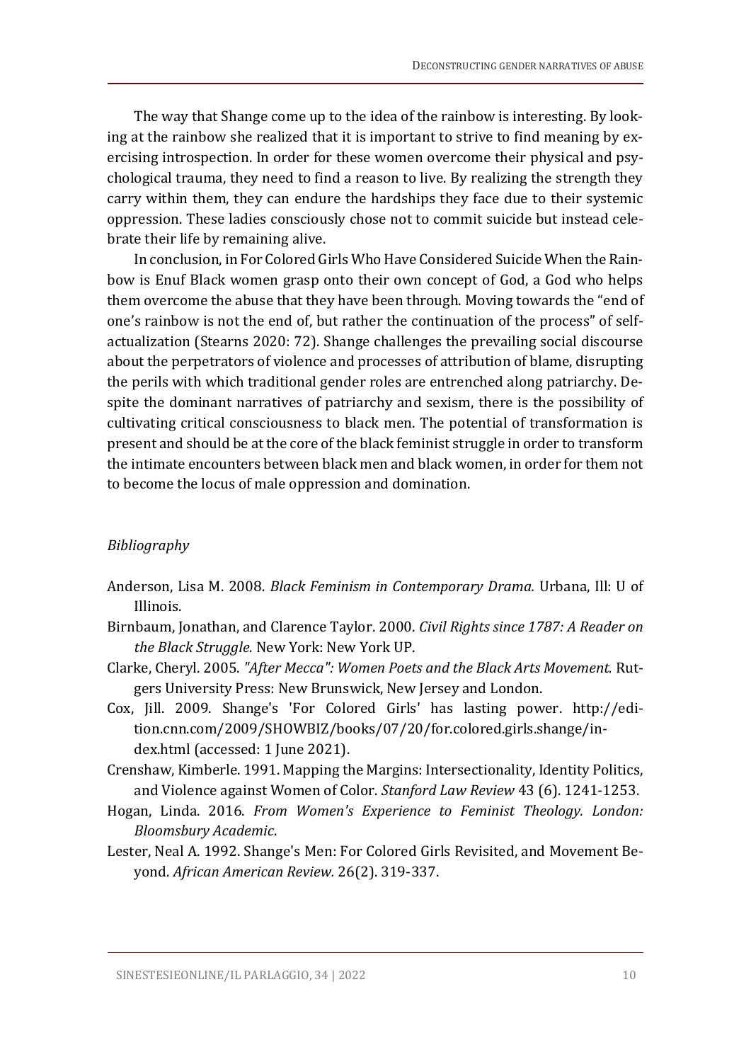The way that Shange come up to the idea of the rainbow is interesting. By looking at the rainbow she realized that it is important to strive to find meaning by exercising introspection. In order for these women overcome their physical and psychological trauma, they need to find a reason to live. By realizing the strength they carry within them, they can endure the hardships they face due to their systemic oppression. These ladies consciously chose not to commit suicide but instead celebrate their life by remaining alive.

In conclusion, in For Colored Girls Who Have Considered Suicide When the Rainbow is Enuf Black women grasp onto their own concept of God, a God who helps them overcome the abuse that they have been through. Moving towards the "end of one's rainbow is not the end of, but rather the continuation of the process" of self-actualization (Stearns 2020: 72). Shange challenges the prevailing social discourse about the perpetrators of violence and processes of attribution of blame, disrupting the perils with which traditional gender roles are entrenched along patriarchy. Despite the dominant narratives of patriarchy and sexism, there is the possibility of cultivating critical consciousness to black men. The potential of transformation is present and should be at the core of the black feminist struggle in order to transform the intimate encounters between black men and black women, in order for them not to become the locus of male oppression and domination.

*Bibliography*

Anderson, Lisa M. 2008. *Black Feminism in Contemporary Drama.* Urbana, Ill: U of Illinois.

Birnbaum, Jonathan, and Clarence Taylor. 2000. *Civil Rights since 1787: A Reader on the Black Struggle.* New York: New York UP.

Clarke, Cheryl. 2005. *"After Mecca": Women Poets and the Black Arts Movement.* Rutgers University Press: New Brunswick, New Jersey and London.

Cox, Jill. 2009. Shange's 'For Colored Girls' has lasting power. http://edition.cnn.com/2009/SHOWBIZ/books/07/20/for.colored.girls.shange/index.html (accessed: 1 June 2021).

Crenshaw, Kimberle. 1991. Mapping the Margins: Intersectionality, Identity Politics, and Violence against Women of Color. *Stanford Law Review* 43 (6). 1241-1253.

Hogan, Linda. 2016. *From Women's Experience to Feminist Theology. London: Bloomsbury Academic*.

Lester, Neal A. 1992. Shange's Men: For Colored Girls Revisited, and Movement Beyond. *African American Review.* 26(2). 319-337.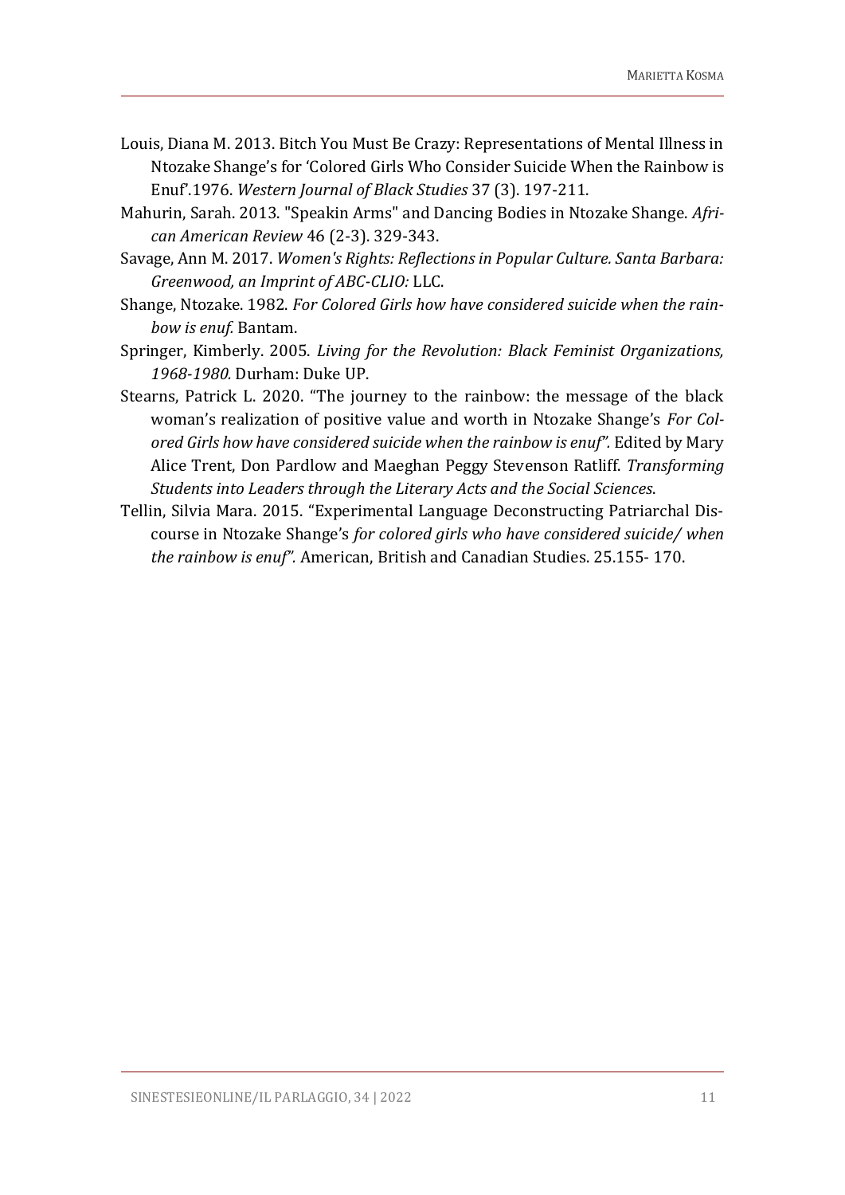Louis, Diana M. 2013. Bitch You Must Be Crazy: Representations of Mental Illness in Ntozake Shange's for 'Colored Girls Who Consider Suicide When the Rainbow is Enuf'.1976. *Western Journal of Black Studies* 37 (3). 197-211.

Mahurin, Sarah. 2013. "Speakin Arms" and Dancing Bodies in Ntozake Shange. *African American Review* 46 (2-3). 329-343.

Savage, Ann M. 2017. *Women's Rights: Reflections in Popular Culture. Santa Barbara: Greenwood, an Imprint of ABC-CLIO:* LLC.

Shange, Ntozake. 1982. *For Colored Girls how have considered suicide when the rainbow is enuf.* Bantam.

Springer, Kimberly. 2005. *Living for the Revolution: Black Feminist Organizations, 1968-1980.* Durham: Duke UP.

Stearns, Patrick L. 2020. "The journey to the rainbow: the message of the black woman's realization of positive value and worth in Ntozake Shange's *For Colored Girls how have considered suicide when the rainbow is enuf".* Edited by Mary Alice Trent, Don Pardlow and Maeghan Peggy Stevenson Ratliff. *Transforming Students into Leaders through the Literary Acts and the Social Sciences*.

Tellin, Silvia Mara. 2015. "Experimental Language Deconstructing Patriarchal Discourse in Ntozake Shange's *for colored girls who have considered suicide/ when the rainbow is enuf".* American, British and Canadian Studies. 25.155- 170.